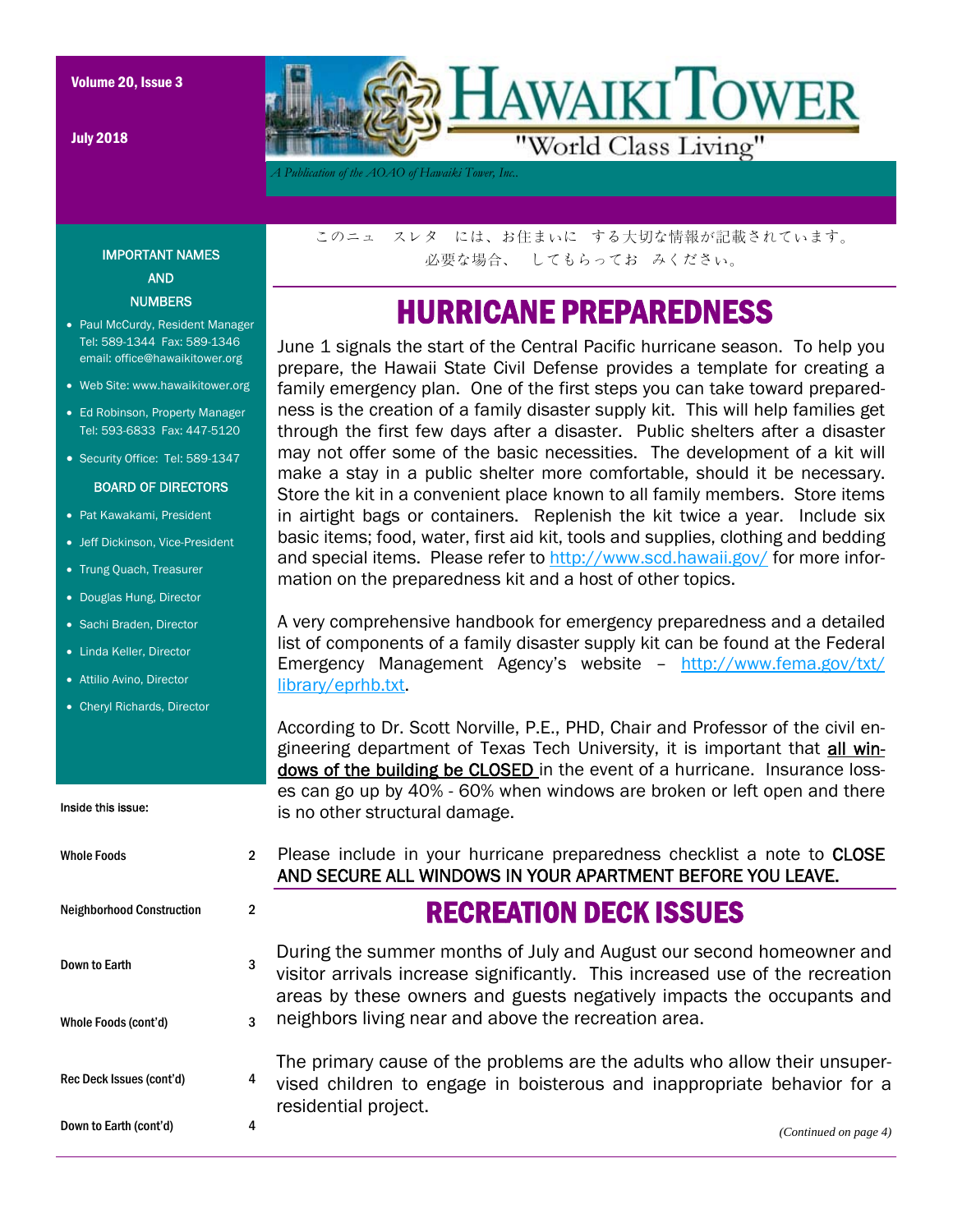Volume 20, Issue 3

July 2018

# HAWAIKI TOWER

"World Class Living"

*A Publication of the AOAO of Hawaiki Tower, Inc.*

このニュ　スレタ　には、お住まいに　する大切な情報が記載されています。
必要な場合、　してもらってお　みください。

## HURRICANE PREPAREDNESS

June 1 signals the start of the Central Pacific hurricane season. To help you prepare, the Hawaii State Civil Defense provides a template for creating a family emergency plan. One of the first steps you can take toward preparedness is the creation of a family disaster supply kit. This will help families get through the first few days after a disaster. Public shelters after a disaster may not offer some of the basic necessities. The development of a kit will make a stay in a public shelter more comfortable, should it be necessary. Store the kit in a convenient place known to all family members. Store items in airtight bags or containers. Replenish the kit twice a year. Include six basic items; food, water, first aid kit, tools and supplies, clothing and bedding and special items. Please refer to http://www.scd.hawaii.gov/ for more information on the preparedness kit and a host of other topics.

A very comprehensive handbook for emergency preparedness and a detailed list of components of a family disaster supply kit can be found at the Federal Emergency Management Agency's website – http://www.fema.gov/txt/library/eprhb.txt.

According to Dr. Scott Norville, P.E., PHD, Chair and Professor of the civil engineering department of Texas Tech University, it is important that **all windows of the building be CLOSED** in the event of a hurricane. Insurance losses can go up by 40% - 60% when windows are broken or left open and there is no other structural damage.

Please include in your hurricane preparedness checklist a note to CLOSE AND SECURE ALL WINDOWS IN YOUR APARTMENT BEFORE YOU LEAVE.

## RECREATION DECK ISSUES

During the summer months of July and August our second homeowner and visitor arrivals increase significantly. This increased use of the recreation areas by these owners and guests negatively impacts the occupants and neighbors living near and above the recreation area.

The primary cause of the problems are the adults who allow their unsupervised children to engage in boisterous and inappropriate behavior for a residential project.

*(Continued on page 4)*

### IMPORTANT NAMES AND NUMBERS

- Paul McCurdy, Resident Manager
  Tel: 589-1344 Fax: 589-1346
  email: office@hawaikitower.org
- Web Site: www.hawaikitower.org
- Ed Robinson, Property Manager
  Tel: 593-6833 Fax: 447-5120
- Security Office: Tel: 589-1347

### BOARD OF DIRECTORS

- Pat Kawakami, President
- Jeff Dickinson, Vice-President
- Trung Quach, Treasurer
- Douglas Hung, Director
- Sachi Braden, Director
- Linda Keller, Director
- Attilio Avino, Director
- Cheryl Richards, Director

### Inside this issue:

| | |
|---|---|
| Whole Foods | 2 |
| Neighborhood Construction | 2 |
| Down to Earth | 3 |
| Whole Foods (cont'd) | 3 |
| Rec Deck Issues (cont'd) | 4 |
| Down to Earth (cont'd) | 4 |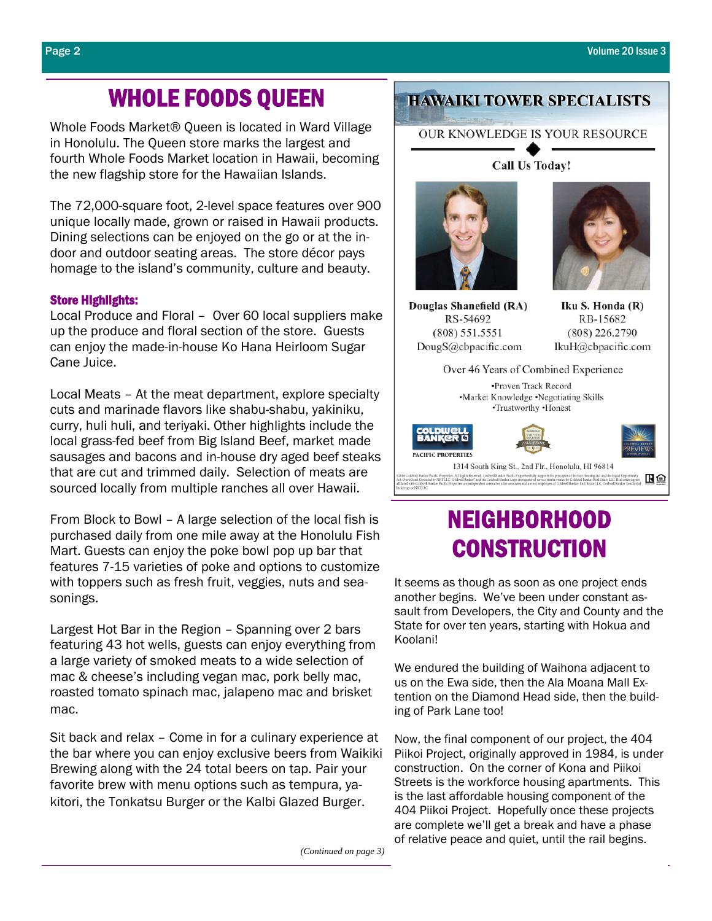# WHOLE FOODS QUEEN

Whole Foods Market® Queen is located in Ward Village in Honolulu. The Queen store marks the largest and fourth Whole Foods Market location in Hawaii, becoming the new flagship store for the Hawaiian Islands.

The 72,000-square foot, 2-level space features over 900 unique locally made, grown or raised in Hawaii products. Dining selections can be enjoyed on the go or at the in-door and outdoor seating areas. The store décor pays homage to the island's community, culture and beauty.

### Store Highlights:

Local Produce and Floral – Over 60 local suppliers make up the produce and floral section of the store. Guests can enjoy the made-in-house Ko Hana Heirloom Sugar Cane Juice.

Local Meats – At the meat department, explore specialty cuts and marinade flavors like shabu-shabu, yakiniku, curry, huli huli, and teriyaki. Other highlights include the local grass-fed beef from Big Island Beef, market made sausages and bacons and in-house dry aged beef steaks that are cut and trimmed daily. Selection of meats are sourced locally from multiple ranches all over Hawaii.

From Block to Bowl – A large selection of the local fish is purchased daily from one mile away at the Honolulu Fish Mart. Guests can enjoy the poke bowl pop up bar that features 7-15 varieties of poke and options to customize with toppers such as fresh fruit, veggies, nuts and sea-sonings.

Largest Hot Bar in the Region – Spanning over 2 bars featuring 43 hot wells, guests can enjoy everything from a large variety of smoked meats to a wide selection of mac & cheese's including vegan mac, pork belly mac, roasted tomato spinach mac, jalapeno mac and brisket mac.

Sit back and relax – Come in for a culinary experience at the bar where you can enjoy exclusive beers from Waikiki Brewing along with the 24 total beers on tap. Pair your favorite brew with menu options such as tempura, ya-kitori, the Tonkatsu Burger or the Kalbi Glazed Burger.

*(Continued on page 3)*

## HAWAIKI TOWER SPECIALISTS

OUR KNOWLEDGE IS YOUR RESOURCE

**Call Us Today!**

**Douglas Shanefield (RA)**
RS-54692
(808) 551.5551
DougS@cbpacific.com

**Iku S. Honda (R)**
RB-15682
(808) 226.2790
IkuH@cbpacific.com

Over 46 Years of Combined Experience

•Proven Track Record
•Market Knowledge •Negotiating Skills
•Trustworthy •Honest

COLDWELL BANKER PACIFIC PROPERTIES

1314 South King St., 2nd Flr., Honolulu, HI 96814

# NEIGHBORHOOD CONSTRUCTION

It seems as though as soon as one project ends another begins. We've been under constant as-sault from Developers, the City and County and the State for over ten years, starting with Hokua and Koolani!

We endured the building of Waihona adjacent to us on the Ewa side, then the Ala Moana Mall Ex-tention on the Diamond Head side, then the build-ing of Park Lane too!

Now, the final component of our project, the 404 Piikoi Project, originally approved in 1984, is under construction. On the corner of Kona and Piikoi Streets is the workforce housing apartments. This is the last affordable housing component of the 404 Piikoi Project. Hopefully once these projects are complete we'll get a break and have a phase of relative peace and quiet, until the rail begins.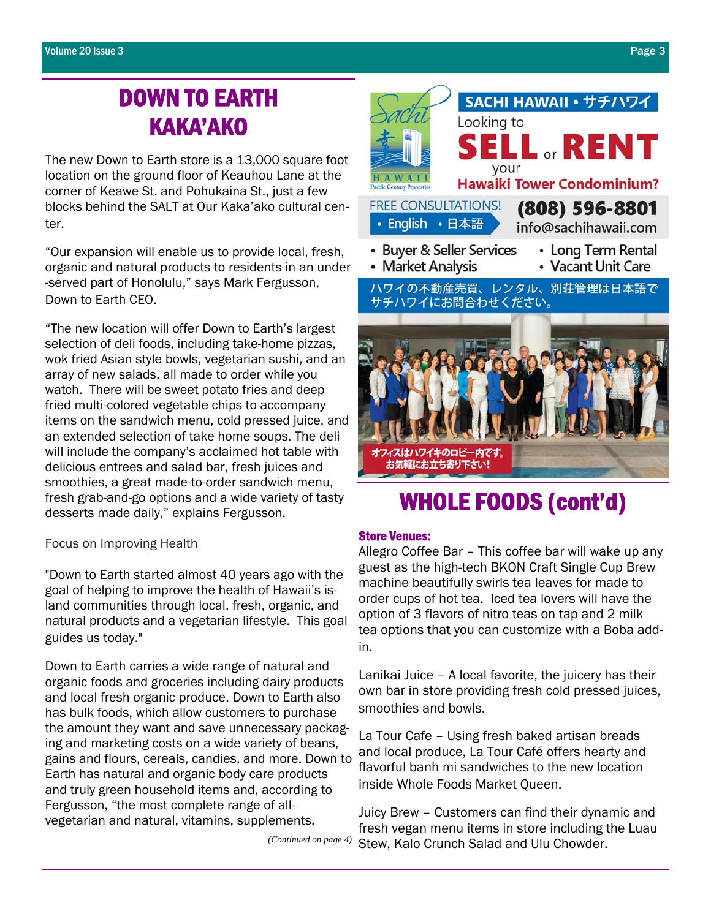# DOWN TO EARTH KAKA'AKO

The new Down to Earth store is a 13,000 square foot location on the ground floor of Keauhou Lane at the corner of Keawe St. and Pohukaina St., just a few blocks behind the SALT at Our Kaka'ako cultural center.

"Our expansion will enable us to provide local, fresh, organic and natural products to residents in an under-served part of Honolulu," says Mark Fergusson, Down to Earth CEO.

"The new location will offer Down to Earth's largest selection of deli foods, including take-home pizzas, wok fried Asian style bowls, vegetarian sushi, and an array of new salads, all made to order while you watch. There will be sweet potato fries and deep fried multi-colored vegetable chips to accompany items on the sandwich menu, cold pressed juice, and an extended selection of take home soups. The deli will include the company's acclaimed hot table with delicious entrees and salad bar, fresh juices and smoothies, a great made-to-order sandwich menu, fresh grab-and-go options and a wide variety of tasty desserts made daily," explains Fergusson.

Focus on Improving Health

"Down to Earth started almost 40 years ago with the goal of helping to improve the health of Hawaii's island communities through local, fresh, organic, and natural products and a vegetarian lifestyle. This goal guides us today."

Down to Earth carries a wide range of natural and organic foods and groceries including dairy products and local fresh organic produce. Down to Earth also has bulk foods, which allow customers to purchase the amount they want and save unnecessary packaging and marketing costs on a wide variety of beans, gains and flours, cereals, candies, and more. Down to Earth has natural and organic body care products and truly green household items and, according to Fergusson, "the most complete range of all-vegetarian and natural, vitamins, supplements,

*(Continued on page 4)*

SACHI HAWAII • サチハワイ

Looking to **SELL** or **RENT** your **Hawaiki Tower Condominium?**

FREE CONSULTATIONS! • English • 日本語

**(808) 596-8801**

info@sachihawaii.com

- Buyer & Seller Services
- Market Analysis
- Long Term Rental
- Vacant Unit Care

ハワイの不動産売買、レンタル、別荘管理は日本語でサチハワイにお問合わせください。

オフィスはハワイキのロビー内です。お気軽にお立ち寄り下さい!

# WHOLE FOODS (cont'd)

**Store Venues:**

Allegro Coffee Bar – This coffee bar will wake up any guest as the high-tech BKON Craft Single Cup Brew machine beautifully swirls tea leaves for made to order cups of hot tea. Iced tea lovers will have the option of 3 flavors of nitro teas on tap and 2 milk tea options that you can customize with a Boba add-in.

Lanikai Juice – A local favorite, the juicery has their own bar in store providing fresh cold pressed juices, smoothies and bowls.

La Tour Cafe – Using fresh baked artisan breads and local produce, La Tour Café offers hearty and flavorful banh mi sandwiches to the new location inside Whole Foods Market Queen.

Juicy Brew – Customers can find their dynamic and fresh vegan menu items in store including the Luau Stew, Kalo Crunch Salad and Ulu Chowder.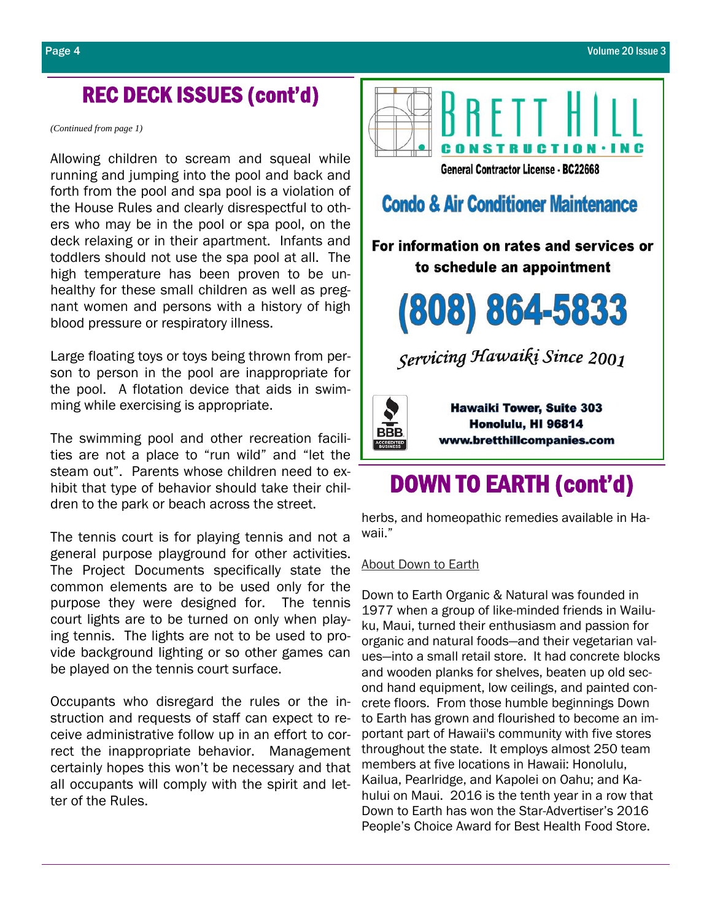## REC DECK ISSUES (cont'd)

*(Continued from page 1)*

Allowing children to scream and squeal while running and jumping into the pool and back and forth from the pool and spa pool is a violation of the House Rules and clearly disrespectful to others who may be in the pool or spa pool, on the deck relaxing or in their apartment. Infants and toddlers should not use the spa pool at all. The high temperature has been proven to be unhealthy for these small children as well as pregnant women and persons with a history of high blood pressure or respiratory illness.

Large floating toys or toys being thrown from person to person in the pool are inappropriate for the pool. A flotation device that aids in swimming while exercising is appropriate.

The swimming pool and other recreation facilities are not a place to "run wild" and "let the steam out". Parents whose children need to exhibit that type of behavior should take their children to the park or beach across the street.

The tennis court is for playing tennis and not a general purpose playground for other activities. The Project Documents specifically state the common elements are to be used only for the purpose they were designed for. The tennis court lights are to be turned on only when playing tennis. The lights are not to be used to provide background lighting or so other games can be played on the tennis court surface.

Occupants who disregard the rules or the instruction and requests of staff can expect to receive administrative follow up in an effort to correct the inappropriate behavior. Management certainly hopes this won't be necessary and that all occupants will comply with the spirit and letter of the Rules.

**BRETT HILL CONSTRUCTION · INC**

General Contractor License - BC22668

**Condo & Air Conditioner Maintenance**

**For information on rates and services or to schedule an appointment**

**(808) 864-5833**

*Servicing Hawaiki Since 2001*

BBB ACCREDITED BUSINESS

**Hawaiki Tower, Suite 303**
**Honolulu, HI 96814**
**www.bretthillcompanies.com**

## DOWN TO EARTH (cont'd)

herbs, and homeopathic remedies available in Hawaii."

About Down to Earth

Down to Earth Organic & Natural was founded in 1977 when a group of like-minded friends in Wailuku, Maui, turned their enthusiasm and passion for organic and natural foods—and their vegetarian values—into a small retail store. It had concrete blocks and wooden planks for shelves, beaten up old second hand equipment, low ceilings, and painted concrete floors. From those humble beginnings Down to Earth has grown and flourished to become an important part of Hawaii's community with five stores throughout the state. It employs almost 250 team members at five locations in Hawaii: Honolulu, Kailua, Pearlridge, and Kapolei on Oahu; and Kahului on Maui. 2016 is the tenth year in a row that Down to Earth has won the Star-Advertiser's 2016 People's Choice Award for Best Health Food Store.